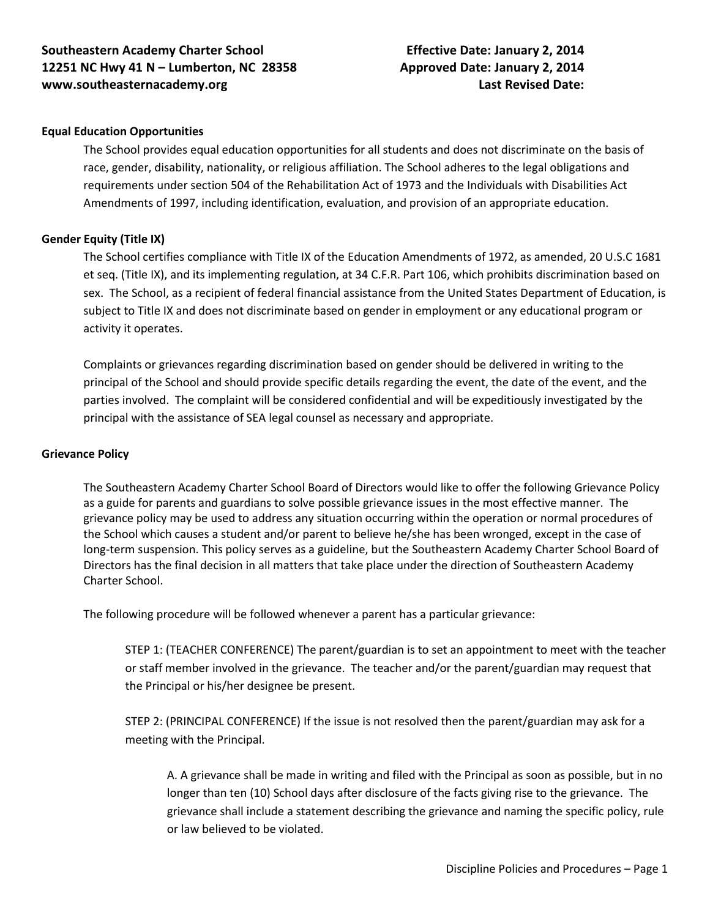**Southeastern Academy Charter School**
**12251 NC Hwy 41 N – Lumberton, NC 28358**
**www.southeasternacademy.org**

**Effective Date: January 2, 2014**
**Approved Date: January 2, 2014**
**Last Revised Date:**

## Equal Education Opportunities

The School provides equal education opportunities for all students and does not discriminate on the basis of race, gender, disability, nationality, or religious affiliation. The School adheres to the legal obligations and requirements under section 504 of the Rehabilitation Act of 1973 and the Individuals with Disabilities Act Amendments of 1997, including identification, evaluation, and provision of an appropriate education.

## Gender Equity (Title IX)

The School certifies compliance with Title IX of the Education Amendments of 1972, as amended, 20 U.S.C 1681 et seq. (Title IX), and its implementing regulation, at 34 C.F.R. Part 106, which prohibits discrimination based on sex. The School, as a recipient of federal financial assistance from the United States Department of Education, is subject to Title IX and does not discriminate based on gender in employment or any educational program or activity it operates.

Complaints or grievances regarding discrimination based on gender should be delivered in writing to the principal of the School and should provide specific details regarding the event, the date of the event, and the parties involved. The complaint will be considered confidential and will be expeditiously investigated by the principal with the assistance of SEA legal counsel as necessary and appropriate.

## Grievance Policy

The Southeastern Academy Charter School Board of Directors would like to offer the following Grievance Policy as a guide for parents and guardians to solve possible grievance issues in the most effective manner. The grievance policy may be used to address any situation occurring within the operation or normal procedures of the School which causes a student and/or parent to believe he/she has been wronged, except in the case of long-term suspension. This policy serves as a guideline, but the Southeastern Academy Charter School Board of Directors has the final decision in all matters that take place under the direction of Southeastern Academy Charter School.

The following procedure will be followed whenever a parent has a particular grievance:

STEP 1: (TEACHER CONFERENCE) The parent/guardian is to set an appointment to meet with the teacher or staff member involved in the grievance. The teacher and/or the parent/guardian may request that the Principal or his/her designee be present.

STEP 2: (PRINCIPAL CONFERENCE) If the issue is not resolved then the parent/guardian may ask for a meeting with the Principal.

A. A grievance shall be made in writing and filed with the Principal as soon as possible, but in no longer than ten (10) School days after disclosure of the facts giving rise to the grievance. The grievance shall include a statement describing the grievance and naming the specific policy, rule or law believed to be violated.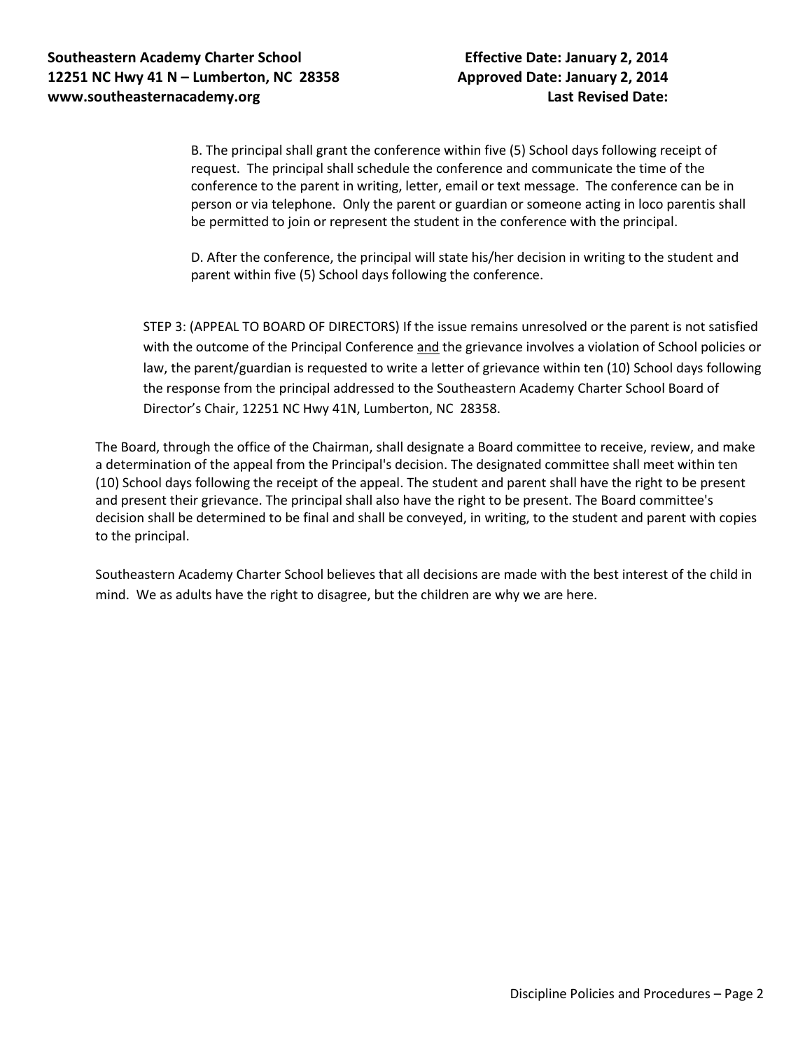B. The principal shall grant the conference within five (5) School days following receipt of request. The principal shall schedule the conference and communicate the time of the conference to the parent in writing, letter, email or text message. The conference can be in person or via telephone. Only the parent or guardian or someone acting in loco parentis shall be permitted to join or represent the student in the conference with the principal.

D. After the conference, the principal will state his/her decision in writing to the student and parent within five (5) School days following the conference.

STEP 3: (APPEAL TO BOARD OF DIRECTORS) If the issue remains unresolved or the parent is not satisfied with the outcome of the Principal Conference <u>and</u> the grievance involves a violation of School policies or law, the parent/guardian is requested to write a letter of grievance within ten (10) School days following the response from the principal addressed to the Southeastern Academy Charter School Board of Director's Chair, 12251 NC Hwy 41N, Lumberton, NC 28358.

The Board, through the office of the Chairman, shall designate a Board committee to receive, review, and make a determination of the appeal from the Principal's decision. The designated committee shall meet within ten (10) School days following the receipt of the appeal. The student and parent shall have the right to be present and present their grievance. The principal shall also have the right to be present. The Board committee's decision shall be determined to be final and shall be conveyed, in writing, to the student and parent with copies to the principal.

Southeastern Academy Charter School believes that all decisions are made with the best interest of the child in mind. We as adults have the right to disagree, but the children are why we are here.